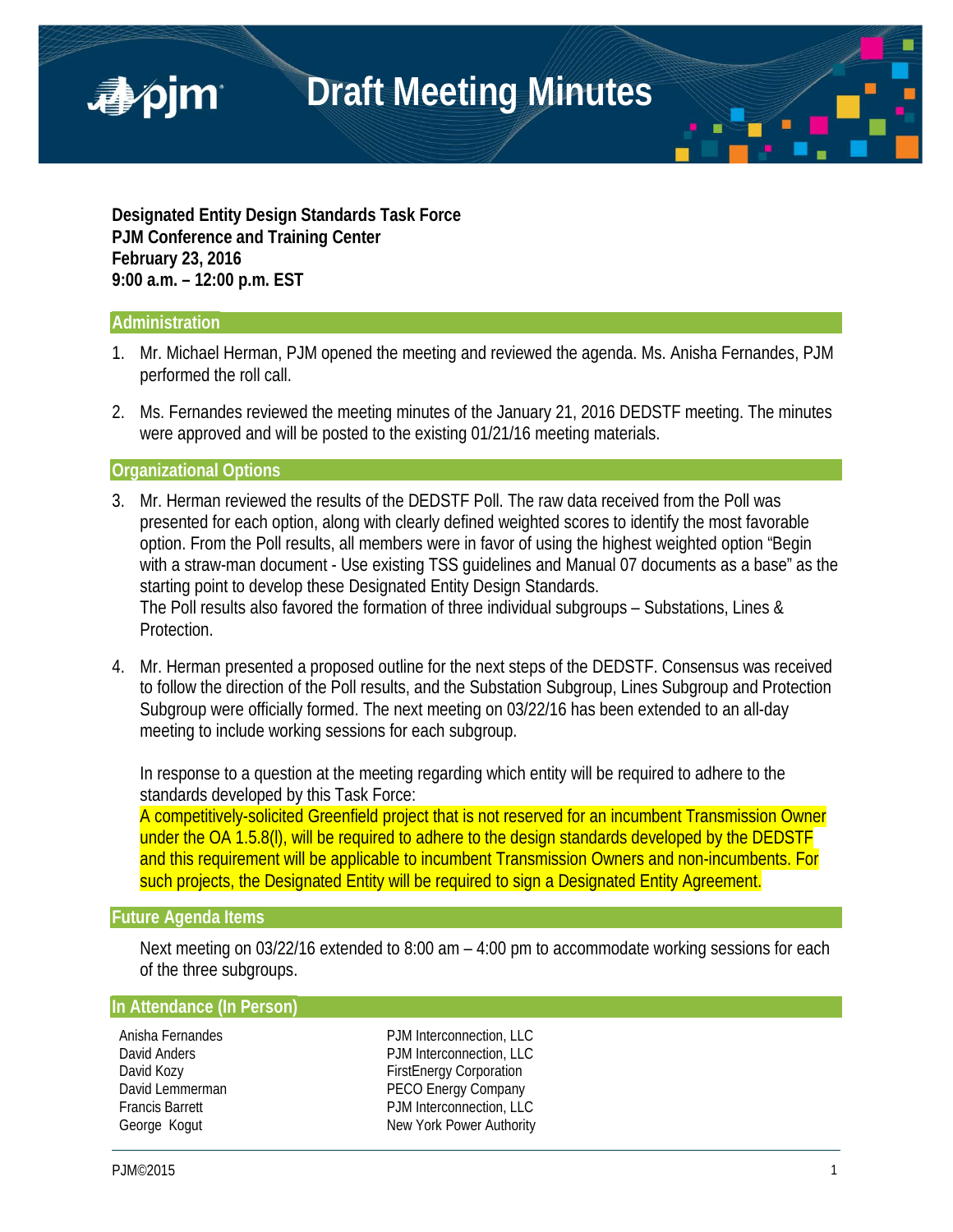# Draft Meeting Minutes

**Designated Entity Design Standards Task Force**
**PJM Conference and Training Center**
**February 23, 2016**
**9:00 a.m. – 12:00 p.m. EST**

## Administration

1. Mr. Michael Herman, PJM opened the meeting and reviewed the agenda. Ms. Anisha Fernandes, PJM performed the roll call.

2. Ms. Fernandes reviewed the meeting minutes of the January 21, 2016 DEDSTF meeting. The minutes were approved and will be posted to the existing 01/21/16 meeting materials.

## Organizational Options

3. Mr. Herman reviewed the results of the DEDSTF Poll. The raw data received from the Poll was presented for each option, along with clearly defined weighted scores to identify the most favorable option. From the Poll results, all members were in favor of using the highest weighted option "Begin with a straw-man document - Use existing TSS guidelines and Manual 07 documents as a base" as the starting point to develop these Designated Entity Design Standards.
   The Poll results also favored the formation of three individual subgroups – Substations, Lines & Protection.

4. Mr. Herman presented a proposed outline for the next steps of the DEDSTF. Consensus was received to follow the direction of the Poll results, and the Substation Subgroup, Lines Subgroup and Protection Subgroup were officially formed. The next meeting on 03/22/16 has been extended to an all-day meeting to include working sessions for each subgroup.

   In response to a question at the meeting regarding which entity will be required to adhere to the standards developed by this Task Force:
   A competitively-solicited Greenfield project that is not reserved for an incumbent Transmission Owner under the OA 1.5.8(l), will be required to adhere to the design standards developed by the DEDSTF and this requirement will be applicable to incumbent Transmission Owners and non-incumbents. For such projects, the Designated Entity will be required to sign a Designated Entity Agreement.

## Future Agenda Items

Next meeting on 03/22/16 extended to 8:00 am – 4:00 pm to accommodate working sessions for each of the three subgroups.

## In Attendance (In Person)

| | |
|---|---|
| Anisha Fernandes | PJM Interconnection, LLC |
| David Anders | PJM Interconnection, LLC |
| David Kozy | FirstEnergy Corporation |
| David Lemmerman | PECO Energy Company |
| Francis Barrett | PJM Interconnection, LLC |
| George Kogut | New York Power Authority |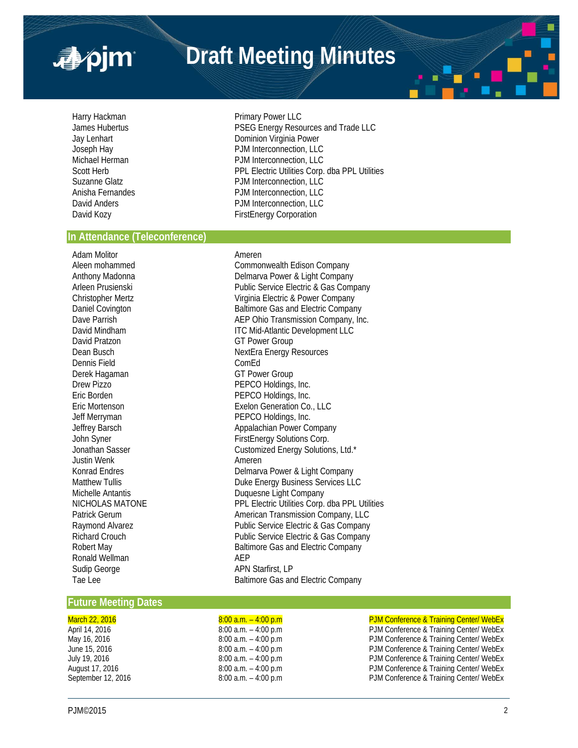| | |
|---|---|
| Harry Hackman | Primary Power LLC |
| James Hubertus | PSEG Energy Resources and Trade LLC |
| Jay Lenhart | Dominion Virginia Power |
| Joseph Hay | PJM Interconnection, LLC |
| Michael Herman | PJM Interconnection, LLC |
| Scott Herb | PPL Electric Utilities Corp. dba PPL Utilities |
| Suzanne Glatz | PJM Interconnection, LLC |
| Anisha Fernandes | PJM Interconnection, LLC |
| David Anders | PJM Interconnection, LLC |
| David Kozy | FirstEnergy Corporation |

## In Attendance (Teleconference)

| | |
|---|---|
| Adam Molitor | Ameren |
| Aleen mohammed | Commonwealth Edison Company |
| Anthony Madonna | Delmarva Power & Light Company |
| Arleen Prusienski | Public Service Electric & Gas Company |
| Christopher Mertz | Virginia Electric & Power Company |
| Daniel Covington | Baltimore Gas and Electric Company |
| Dave Parrish | AEP Ohio Transmission Company, Inc. |
| David Mindham | ITC Mid-Atlantic Development LLC |
| David Pratzon | GT Power Group |
| Dean Busch | NextEra Energy Resources |
| Dennis Field | ComEd |
| Derek Hagaman | GT Power Group |
| Drew Pizzo | PEPCO Holdings, Inc. |
| Eric Borden | PEPCO Holdings, Inc. |
| Eric Mortenson | Exelon Generation Co., LLC |
| Jeff Merryman | PEPCO Holdings, Inc. |
| Jeffrey Barsch | Appalachian Power Company |
| John Syner | FirstEnergy Solutions Corp. |
| Jonathan Sasser | Customized Energy Solutions, Ltd.* |
| Justin Wenk | Ameren |
| Konrad Endres | Delmarva Power & Light Company |
| Matthew Tullis | Duke Energy Business Services LLC |
| Michelle Antantis | Duquesne Light Company |
| NICHOLAS MATONE | PPL Electric Utilities Corp. dba PPL Utilities |
| Patrick Gerum | American Transmission Company, LLC |
| Raymond Alvarez | Public Service Electric & Gas Company |
| Richard Crouch | Public Service Electric & Gas Company |
| Robert May | Baltimore Gas and Electric Company |
| Ronald Wellman | AEP |
| Sudip George | APN Starfirst, LP |
| Tae Lee | Baltimore Gas and Electric Company |

## Future Meeting Dates

| | | |
|---|---|---|
| March 22, 2016 | 8:00 a.m. – 4:00 p.m | PJM Conference & Training Center/ WebEx |
| April 14, 2016 | 8:00 a.m. – 4:00 p.m | PJM Conference & Training Center/ WebEx |
| May 16, 2016 | 8:00 a.m. – 4:00 p.m | PJM Conference & Training Center/ WebEx |
| June 15, 2016 | 8:00 a.m. – 4:00 p.m | PJM Conference & Training Center/ WebEx |
| July 19, 2016 | 8:00 a.m. – 4:00 p.m | PJM Conference & Training Center/ WebEx |
| August 17, 2016 | 8:00 a.m. – 4:00 p.m | PJM Conference & Training Center/ WebEx |
| September 12, 2016 | 8:00 a.m. – 4:00 p.m | PJM Conference & Training Center/ WebEx |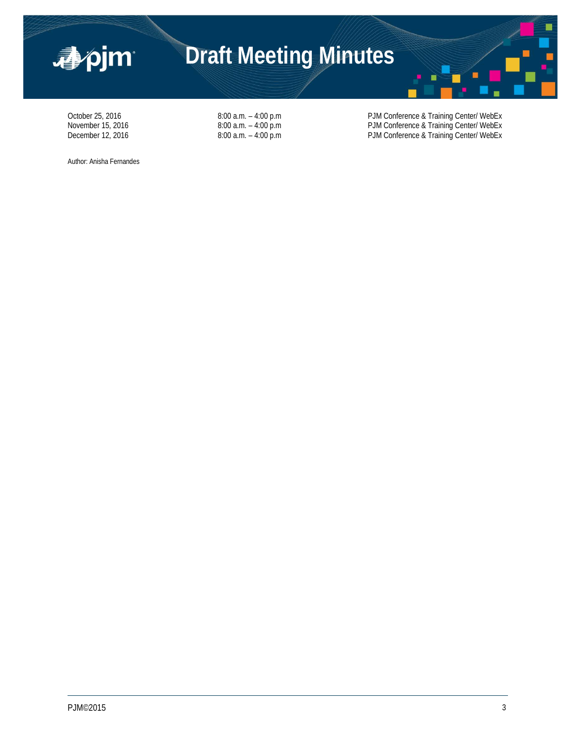# Draft Meeting Minutes

| | | |
|---|---|---|
| October 25, 2016 | 8:00 a.m. – 4:00 p.m | PJM Conference & Training Center/ WebEx |
| November 15, 2016 | 8:00 a.m. – 4:00 p.m | PJM Conference & Training Center/ WebEx |
| December 12, 2016 | 8:00 a.m. – 4:00 p.m | PJM Conference & Training Center/ WebEx |

Author: Anisha Fernandes